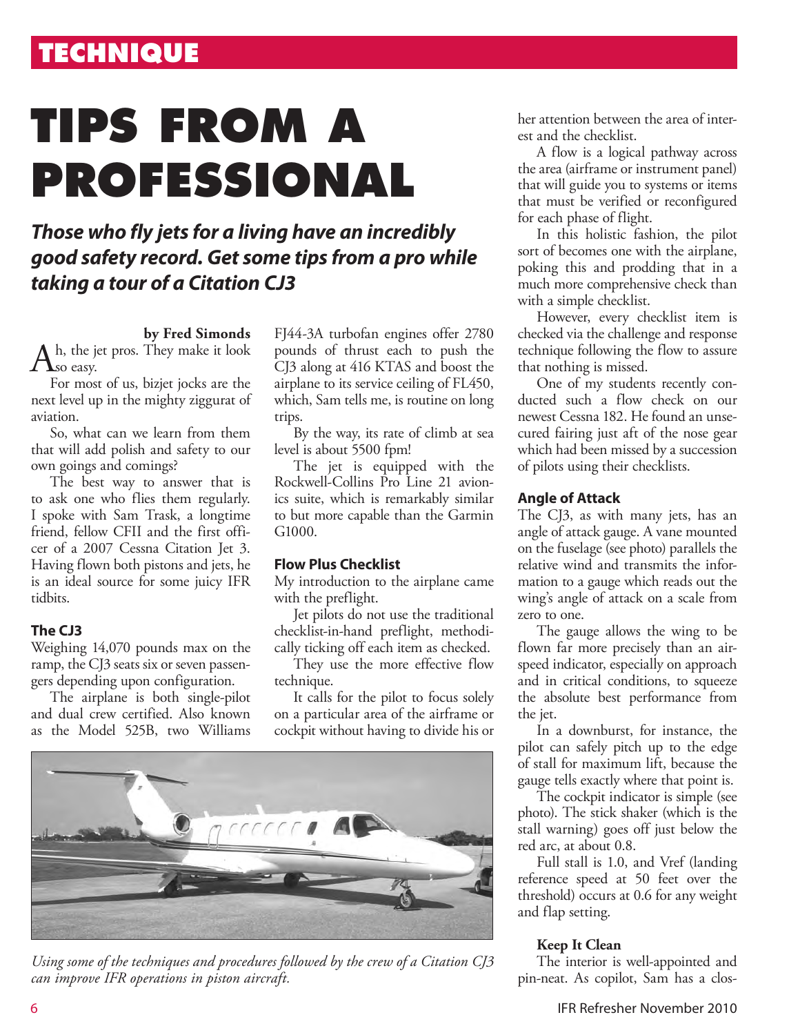TECHNIQUE

# TIPS FROM A PROFESSIONAL

***Those who fly jets for a living have an incredibly good safety record. Get some tips from a pro while taking a tour of a Citation CJ3***

**by Fred Simonds**

Ah, the jet pros. They make it look so easy.

For most of us, bizjet jocks are the next level up in the mighty ziggurat of aviation.

So, what can we learn from them that will add polish and safety to our own goings and comings?

The best way to answer that is to ask one who flies them regularly. I spoke with Sam Trask, a longtime friend, fellow CFII and the first officer of a 2007 Cessna Citation Jet 3. Having flown both pistons and jets, he is an ideal source for some juicy IFR tidbits.

### The CJ3

Weighing 14,070 pounds max on the ramp, the CJ3 seats six or seven passengers depending upon configuration.

The airplane is both single-pilot and dual crew certified. Also known as the Model 525B, two Williams FJ44-3A turbofan engines offer 2780 pounds of thrust each to push the CJ3 along at 416 KTAS and boost the airplane to its service ceiling of FL450, which, Sam tells me, is routine on long trips.

By the way, its rate of climb at sea level is about 5500 fpm!

The jet is equipped with the Rockwell-Collins Pro Line 21 avionics suite, which is remarkably similar to but more capable than the Garmin G1000.

### Flow Plus Checklist

My introduction to the airplane came with the preflight.

Jet pilots do not use the traditional checklist-in-hand preflight, methodically ticking off each item as checked.

They use the more effective flow technique.

It calls for the pilot to focus solely on a particular area of the airframe or cockpit without having to divide his or her attention between the area of interest and the checklist.

A flow is a logical pathway across the area (airframe or instrument panel) that will guide you to systems or items that must be verified or reconfigured for each phase of flight.

In this holistic fashion, the pilot sort of becomes one with the airplane, poking this and prodding that in a much more comprehensive check than with a simple checklist.

However, every checklist item is checked via the challenge and response technique following the flow to assure that nothing is missed.

One of my students recently conducted such a flow check on our newest Cessna 182. He found an unsecured fairing just aft of the nose gear which had been missed by a succession of pilots using their checklists.

### Angle of Attack

The CJ3, as with many jets, has an angle of attack gauge. A vane mounted on the fuselage (see photo) parallels the relative wind and transmits the information to a gauge which reads out the wing's angle of attack on a scale from zero to one.

The gauge allows the wing to be flown far more precisely than an airspeed indicator, especially on approach and in critical conditions, to squeeze the absolute best performance from the jet.

In a downburst, for instance, the pilot can safely pitch up to the edge of stall for maximum lift, because the gauge tells exactly where that point is.

The cockpit indicator is simple (see photo). The stick shaker (which is the stall warning) goes off just below the red arc, at about 0.8.

Full stall is 1.0, and Vref (landing reference speed at 50 feet over the threshold) occurs at 0.6 for any weight and flap setting.

*Using some of the techniques and procedures followed by the crew of a Citation CJ3 can improve IFR operations in piston aircraft.*

### Keep It Clean

The interior is well-appointed and pin-neat. As copilot, Sam has a clos-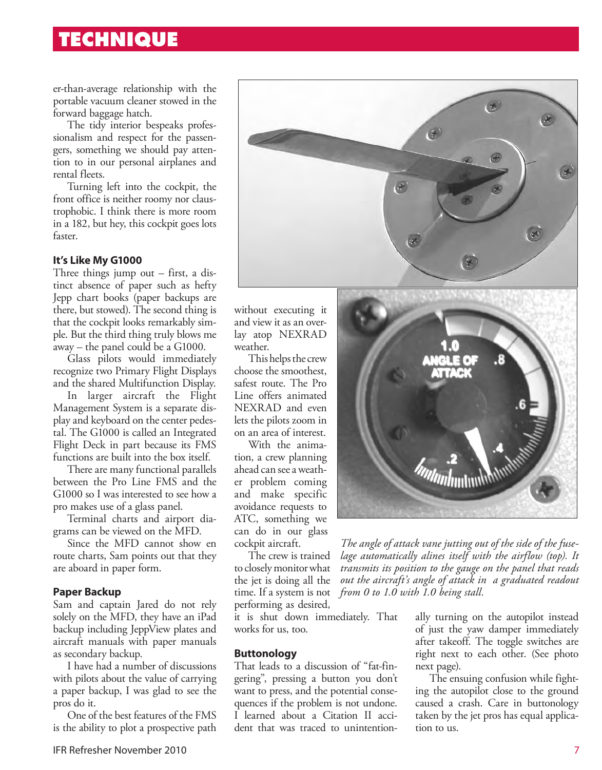er-than-average relationship with the portable vacuum cleaner stowed in the forward baggage hatch.

The tidy interior bespeaks professionalism and respect for the passengers, something we should pay attention to in our personal airplanes and rental fleets.

Turning left into the cockpit, the front office is neither roomy nor claustrophobic. I think there is more room in a 182, but hey, this cockpit goes lots faster.

### It's Like My G1000

Three things jump out – first, a distinct absence of paper such as hefty Jepp chart books (paper backups are there, but stowed). The second thing is that the cockpit looks remarkably simple. But the third thing truly blows me away – the panel could be a G1000.

Glass pilots would immediately recognize two Primary Flight Displays and the shared Multifunction Display.

In larger aircraft the Flight Management System is a separate display and keyboard on the center pedestal. The G1000 is called an Integrated Flight Deck in part because its FMS functions are built into the box itself.

There are many functional parallels between the Pro Line FMS and the G1000 so I was interested to see how a pro makes use of a glass panel.

Terminal charts and airport diagrams can be viewed on the MFD.

Since the MFD cannot show en route charts, Sam points out that they are aboard in paper form.

### Paper Backup

Sam and captain Jared do not rely solely on the MFD, they have an iPad backup including JeppView plates and aircraft manuals with paper manuals as secondary backup.

I have had a number of discussions with pilots about the value of carrying a paper backup, I was glad to see the pros do it.

One of the best features of the FMS is the ability to plot a prospective path without executing it and view it as an overlay atop NEXRAD weather.

This helps the crew choose the smoothest, safest route. The Pro Line offers animated NEXRAD and even lets the pilots zoom in on an area of interest.

With the animation, a crew planning ahead can see a weather problem coming and make specific avoidance requests to ATC, something we can do in our glass cockpit aircraft.

The crew is trained to closely monitor what the jet is doing all the time. If a system is not performing as desired, it is shut down immediately. That works for us, too.

*The angle of attack vane jutting out of the side of the fuselage automatically alines itself with the airflow (top). It transmits its position to the gauge on the panel that reads out the aircraft's angle of attack in a graduated readout from 0 to 1.0 with 1.0 being stall.*

### Buttonology

That leads to a discussion of "fat-fingering", pressing a button you don't want to press, and the potential consequences if the problem is not undone. I learned about a Citation II accident that was traced to unintentionally turning on the autopilot instead of just the yaw damper immediately after takeoff. The toggle switches are right next to each other. (See photo next page).

The ensuing confusion while fighting the autopilot close to the ground caused a crash. Care in buttonology taken by the jet pros has equal application to us.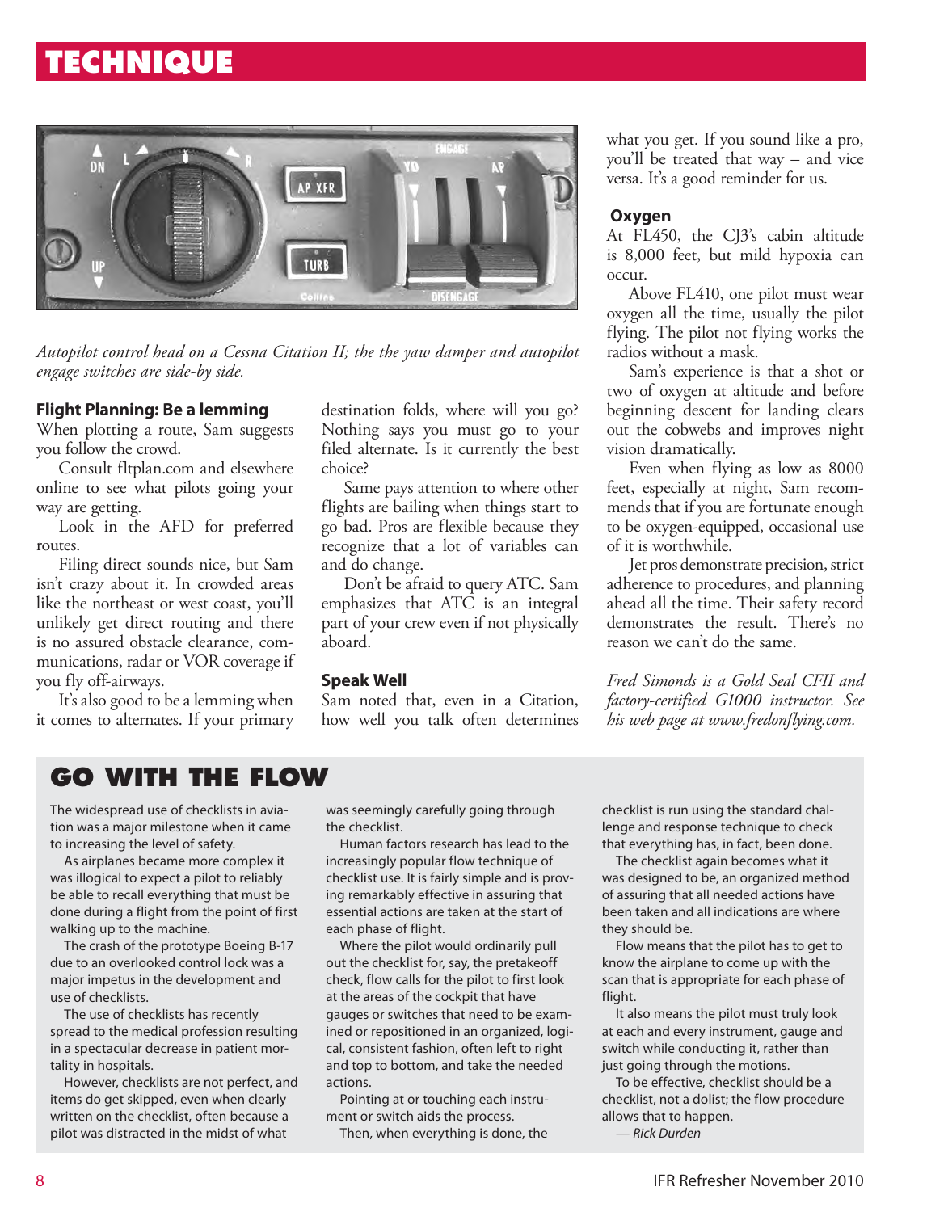*Autopilot control head on a Cessna Citation II; the the yaw damper and autopilot engage switches are side-by side.*

### Flight Planning: Be a lemming

When plotting a route, Sam suggests you follow the crowd.

Consult fltplan.com and elsewhere online to see what pilots going your way are getting.

Look in the AFD for preferred routes.

Filing direct sounds nice, but Sam isn't crazy about it. In crowded areas like the northeast or west coast, you'll unlikely get direct routing and there is no assured obstacle clearance, communications, radar or VOR coverage if you fly off-airways.

It's also good to be a lemming when it comes to alternates. If your primary destination folds, where will you go? Nothing says you must go to your filed alternate. Is it currently the best choice?

Same pays attention to where other flights are bailing when things start to go bad. Pros are flexible because they recognize that a lot of variables can and do change.

Don't be afraid to query ATC. Sam emphasizes that ATC is an integral part of your crew even if not physically aboard.

### Speak Well

Sam noted that, even in a Citation, how well you talk often determines what you get. If you sound like a pro, you'll be treated that way – and vice versa. It's a good reminder for us.

### Oxygen

At FL450, the CJ3's cabin altitude is 8,000 feet, but mild hypoxia can occur.

Above FL410, one pilot must wear oxygen all the time, usually the pilot flying. The pilot not flying works the radios without a mask.

Sam's experience is that a shot or two of oxygen at altitude and before beginning descent for landing clears out the cobwebs and improves night vision dramatically.

Even when flying as low as 8000 feet, especially at night, Sam recommends that if you are fortunate enough to be oxygen-equipped, occasional use of it is worthwhile.

Jet pros demonstrate precision, strict adherence to procedures, and planning ahead all the time. Their safety record demonstrates the result. There's no reason we can't do the same.

*Fred Simonds is a Gold Seal CFII and factory-certified G1000 instructor. See his web page at www.fredonflying.com.*

## GO WITH THE FLOW

The widespread use of checklists in aviation was a major milestone when it came to increasing the level of safety.

As airplanes became more complex it was illogical to expect a pilot to reliably be able to recall everything that must be done during a flight from the point of first walking up to the machine.

The crash of the prototype Boeing B-17 due to an overlooked control lock was a major impetus in the development and use of checklists.

The use of checklists has recently spread to the medical profession resulting in a spectacular decrease in patient mortality in hospitals.

However, checklists are not perfect, and items do get skipped, even when clearly written on the checklist, often because a pilot was distracted in the midst of what was seemingly carefully going through the checklist.

Human factors research has lead to the increasingly popular flow technique of checklist use. It is fairly simple and is proving remarkably effective in assuring that essential actions are taken at the start of each phase of flight.

Where the pilot would ordinarily pull out the checklist for, say, the pretakeoff check, flow calls for the pilot to first look at the areas of the cockpit that have gauges or switches that need to be examined or repositioned in an organized, logical, consistent fashion, often left to right and top to bottom, and take the needed actions.

Pointing at or touching each instrument or switch aids the process.

Then, when everything is done, the checklist is run using the standard challenge and response technique to check that everything has, in fact, been done.

The checklist again becomes what it was designed to be, an organized method of assuring that all needed actions have been taken and all indications are where they should be.

Flow means that the pilot has to get to know the airplane to come up with the scan that is appropriate for each phase of flight.

It also means the pilot must truly look at each and every instrument, gauge and switch while conducting it, rather than just going through the motions.

To be effective, checklist should be a checklist, not a dolist; the flow procedure allows that to happen.

— *Rick Durden*